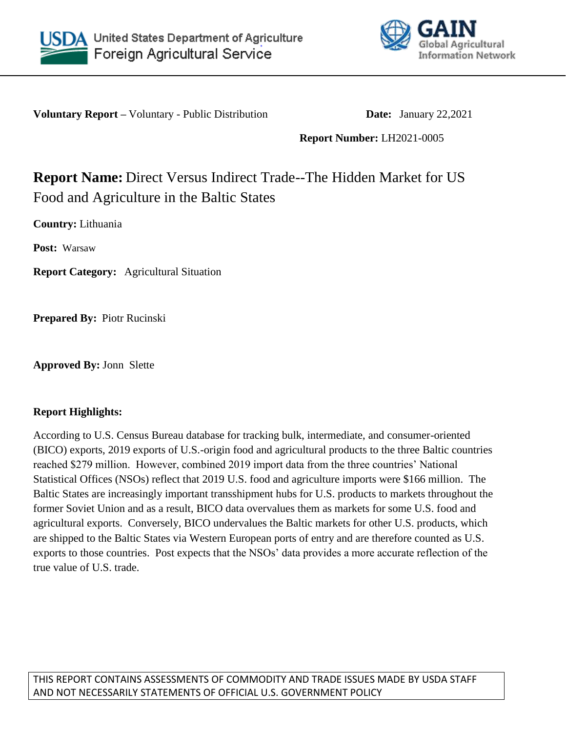United States Department of Agriculture
Foreign Agricultural Service

GAIN
Global Agricultural Information Network

**Voluntary Report –** Voluntary - Public Distribution **Date:** January 22,2021

**Report Number:** LH2021-0005

# **Report Name:** Direct Versus Indirect Trade--The Hidden Market for US Food and Agriculture in the Baltic States

**Country:** Lithuania

**Post:** Warsaw

**Report Category:** Agricultural Situation

**Prepared By:** Piotr Rucinski

**Approved By:** Jonn Slette

**Report Highlights:**

According to U.S. Census Bureau database for tracking bulk, intermediate, and consumer-oriented (BICO) exports, 2019 exports of U.S.-origin food and agricultural products to the three Baltic countries reached $279 million. However, combined 2019 import data from the three countries' National Statistical Offices (NSOs) reflect that 2019 U.S. food and agriculture imports were $166 million. The Baltic States are increasingly important transshipment hubs for U.S. products to markets throughout the former Soviet Union and as a result, BICO data overvalues them as markets for some U.S. food and agricultural exports. Conversely, BICO undervalues the Baltic markets for other U.S. products, which are shipped to the Baltic States via Western European ports of entry and are therefore counted as U.S. exports to those countries. Post expects that the NSOs' data provides a more accurate reflection of the true value of U.S. trade.

THIS REPORT CONTAINS ASSESSMENTS OF COMMODITY AND TRADE ISSUES MADE BY USDA STAFF AND NOT NECESSARILY STATEMENTS OF OFFICIAL U.S. GOVERNMENT POLICY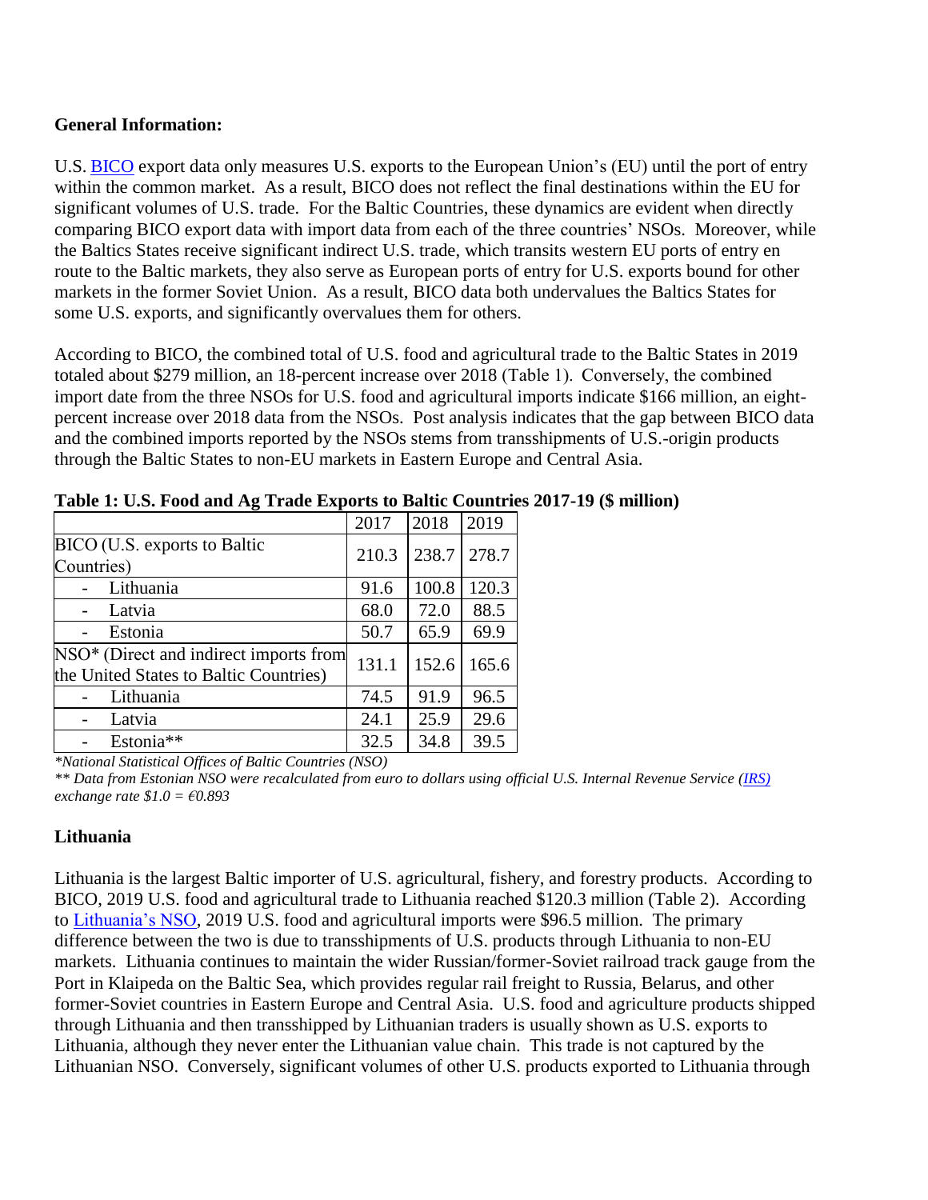**General Information:**

U.S. BICO export data only measures U.S. exports to the European Union's (EU) until the port of entry within the common market. As a result, BICO does not reflect the final destinations within the EU for significant volumes of U.S. trade. For the Baltic Countries, these dynamics are evident when directly comparing BICO export data with import data from each of the three countries' NSOs. Moreover, while the Baltics States receive significant indirect U.S. trade, which transits western EU ports of entry en route to the Baltic markets, they also serve as European ports of entry for U.S. exports bound for other markets in the former Soviet Union. As a result, BICO data both undervalues the Baltics States for some U.S. exports, and significantly overvalues them for others.

According to BICO, the combined total of U.S. food and agricultural trade to the Baltic States in 2019 totaled about $279 million, an 18-percent increase over 2018 (Table 1). Conversely, the combined import date from the three NSOs for U.S. food and agricultural imports indicate $166 million, an eight-percent increase over 2018 data from the NSOs. Post analysis indicates that the gap between BICO data and the combined imports reported by the NSOs stems from transshipments of U.S.-origin products through the Baltic States to non-EU markets in Eastern Europe and Central Asia.

**Table 1: U.S. Food and Ag Trade Exports to Baltic Countries 2017-19 ($ million)**

| | 2017 | 2018 | 2019 |
|---|---|---|---|
| BICO (U.S. exports to Baltic Countries) | 210.3 | 238.7 | 278.7 |
| - Lithuania | 91.6 | 100.8 | 120.3 |
| - Latvia | 68.0 | 72.0 | 88.5 |
| - Estonia | 50.7 | 65.9 | 69.9 |
| NSO* (Direct and indirect imports from the United States to Baltic Countries) | 131.1 | 152.6 | 165.6 |
| - Lithuania | 74.5 | 91.9 | 96.5 |
| - Latvia | 24.1 | 25.9 | 29.6 |
| - Estonia** | 32.5 | 34.8 | 39.5 |

*\*National Statistical Offices of Baltic Countries (NSO)*
*\*\* Data from Estonian NSO were recalculated from euro to dollars using official U.S. Internal Revenue Service (IRS) exchange rate $1.0 = €0.893*

**Lithuania**

Lithuania is the largest Baltic importer of U.S. agricultural, fishery, and forestry products. According to BICO, 2019 U.S. food and agricultural trade to Lithuania reached $120.3 million (Table 2). According to Lithuania's NSO, 2019 U.S. food and agricultural imports were $96.5 million. The primary difference between the two is due to transshipments of U.S. products through Lithuania to non-EU markets. Lithuania continues to maintain the wider Russian/former-Soviet railroad track gauge from the Port in Klaipeda on the Baltic Sea, which provides regular rail freight to Russia, Belarus, and other former-Soviet countries in Eastern Europe and Central Asia. U.S. food and agriculture products shipped through Lithuania and then transshipped by Lithuanian traders is usually shown as U.S. exports to Lithuania, although they never enter the Lithuanian value chain. This trade is not captured by the Lithuanian NSO. Conversely, significant volumes of other U.S. products exported to Lithuania through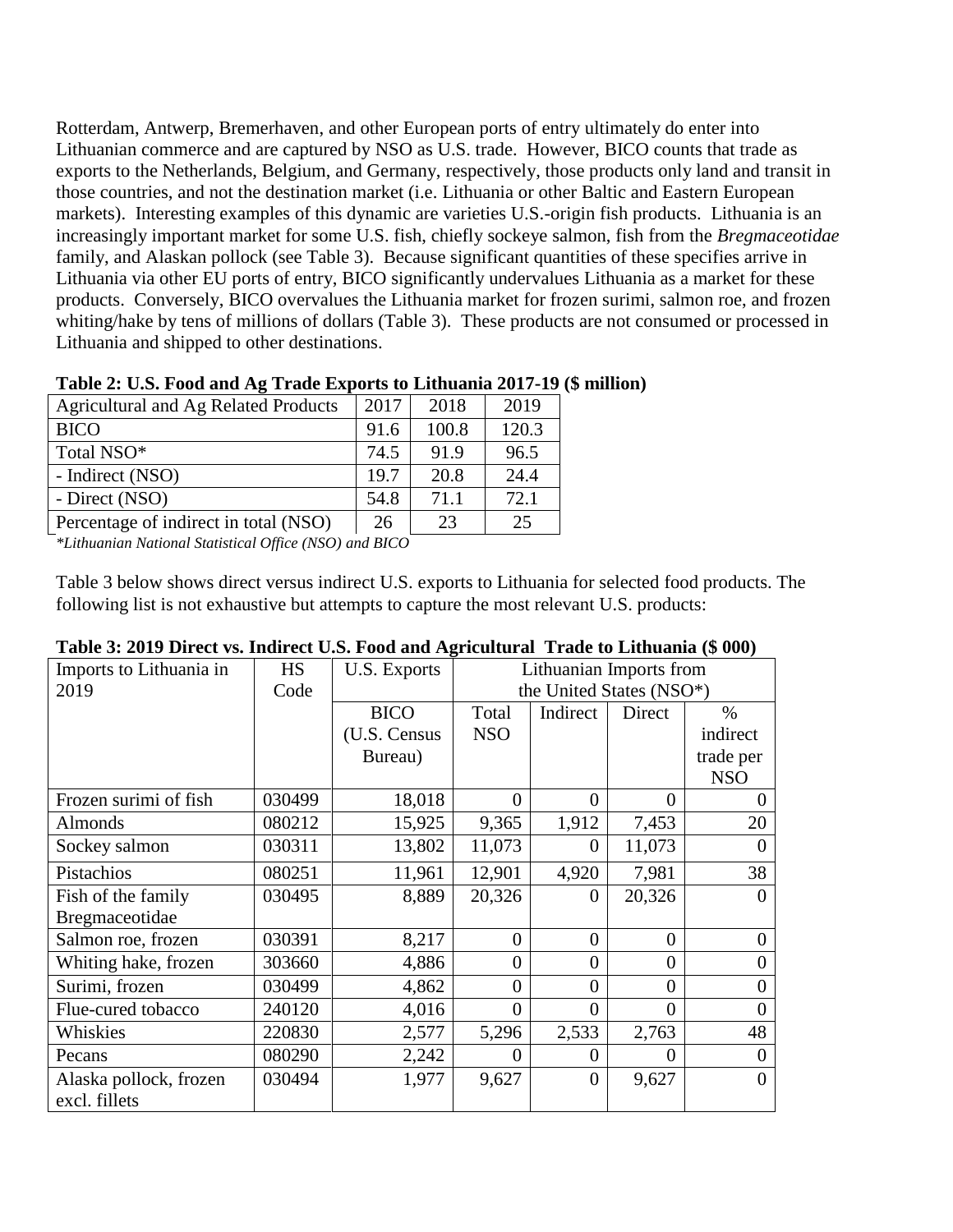Rotterdam, Antwerp, Bremerhaven, and other European ports of entry ultimately do enter into Lithuanian commerce and are captured by NSO as U.S. trade. However, BICO counts that trade as exports to the Netherlands, Belgium, and Germany, respectively, those products only land and transit in those countries, and not the destination market (i.e. Lithuania or other Baltic and Eastern European markets). Interesting examples of this dynamic are varieties U.S.-origin fish products. Lithuania is an increasingly important market for some U.S. fish, chiefly sockeye salmon, fish from the *Bregmaceotidae* family, and Alaskan pollock (see Table 3). Because significant quantities of these specifies arrive in Lithuania via other EU ports of entry, BICO significantly undervalues Lithuania as a market for these products. Conversely, BICO overvalues the Lithuania market for frozen surimi, salmon roe, and frozen whiting/hake by tens of millions of dollars (Table 3). These products are not consumed or processed in Lithuania and shipped to other destinations.

**Table 2: U.S. Food and Ag Trade Exports to Lithuania 2017-19 ($ million)**

| Agricultural and Ag Related Products | 2017 | 2018 | 2019 |
|---|---|---|---|
| BICO | 91.6 | 100.8 | 120.3 |
| Total NSO* | 74.5 | 91.9 | 96.5 |
| - Indirect (NSO) | 19.7 | 20.8 | 24.4 |
| - Direct (NSO) | 54.8 | 71.1 | 72.1 |
| Percentage of indirect in total (NSO) | 26 | 23 | 25 |

*\*Lithuanian National Statistical Office (NSO) and BICO*

Table 3 below shows direct versus indirect U.S. exports to Lithuania for selected food products. The following list is not exhaustive but attempts to capture the most relevant U.S. products:

**Table 3: 2019 Direct vs. Indirect U.S. Food and Agricultural Trade to Lithuania ($ 000)**

| Imports to Lithuania in 2019 | HS Code | U.S. Exports | Lithuanian Imports from the United States (NSO*) | | | |
|---|---|---|---|---|---|---|
| | | BICO (U.S. Census Bureau) | Total NSO | Indirect | Direct | % indirect trade per NSO |
| Frozen surimi of fish | 030499 | 18,018 | 0 | 0 | 0 | 0 |
| Almonds | 080212 | 15,925 | 9,365 | 1,912 | 7,453 | 20 |
| Sockey salmon | 030311 | 13,802 | 11,073 | 0 | 11,073 | 0 |
| Pistachios | 080251 | 11,961 | 12,901 | 4,920 | 7,981 | 38 |
| Fish of the family Bregmaceotidae | 030495 | 8,889 | 20,326 | 0 | 20,326 | 0 |
| Salmon roe, frozen | 030391 | 8,217 | 0 | 0 | 0 | 0 |
| Whiting hake, frozen | 303660 | 4,886 | 0 | 0 | 0 | 0 |
| Surimi, frozen | 030499 | 4,862 | 0 | 0 | 0 | 0 |
| Flue-cured tobacco | 240120 | 4,016 | 0 | 0 | 0 | 0 |
| Whiskies | 220830 | 2,577 | 5,296 | 2,533 | 2,763 | 48 |
| Pecans | 080290 | 2,242 | 0 | 0 | 0 | 0 |
| Alaska pollock, frozen excl. fillets | 030494 | 1,977 | 9,627 | 0 | 9,627 | 0 |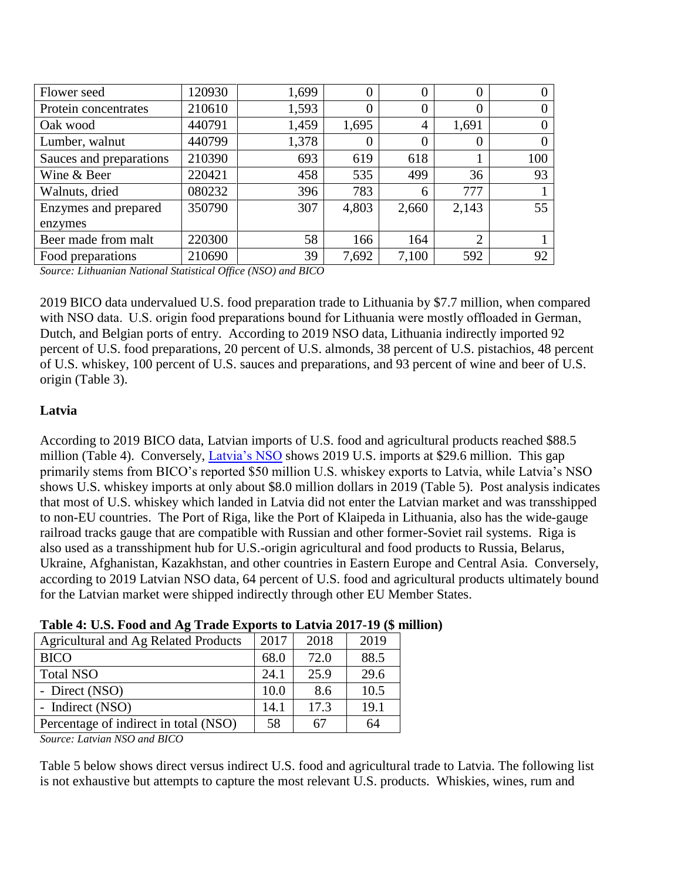| Flower seed | 120930 | 1,699 | 0 | 0 | 0 | 0 |
|---|---|---|---|---|---|---|
| Protein concentrates | 210610 | 1,593 | 0 | 0 | 0 | 0 |
| Oak wood | 440791 | 1,459 | 1,695 | 4 | 1,691 | 0 |
| Lumber, walnut | 440799 | 1,378 | 0 | 0 | 0 | 0 |
| Sauces and preparations | 210390 | 693 | 619 | 618 | 1 | 100 |
| Wine & Beer | 220421 | 458 | 535 | 499 | 36 | 93 |
| Walnuts, dried | 080232 | 396 | 783 | 6 | 777 | 1 |
| Enzymes and prepared enzymes | 350790 | 307 | 4,803 | 2,660 | 2,143 | 55 |
| Beer made from malt | 220300 | 58 | 166 | 164 | 2 | 1 |
| Food preparations | 210690 | 39 | 7,692 | 7,100 | 592 | 92 |

*Source: Lithuanian National Statistical Office (NSO) and BICO*

2019 BICO data undervalued U.S. food preparation trade to Lithuania by $7.7 million, when compared with NSO data. U.S. origin food preparations bound for Lithuania were mostly offloaded in German, Dutch, and Belgian ports of entry. According to 2019 NSO data, Lithuania indirectly imported 92 percent of U.S. food preparations, 20 percent of U.S. almonds, 38 percent of U.S. pistachios, 48 percent of U.S. whiskey, 100 percent of U.S. sauces and preparations, and 93 percent of wine and beer of U.S. origin (Table 3).

**Latvia**

According to 2019 BICO data, Latvian imports of U.S. food and agricultural products reached $88.5 million (Table 4). Conversely, Latvia's NSO shows 2019 U.S. imports at $29.6 million. This gap primarily stems from BICO's reported $50 million U.S. whiskey exports to Latvia, while Latvia's NSO shows U.S. whiskey imports at only about $8.0 million dollars in 2019 (Table 5). Post analysis indicates that most of U.S. whiskey which landed in Latvia did not enter the Latvian market and was transshipped to non-EU countries. The Port of Riga, like the Port of Klaipeda in Lithuania, also has the wide-gauge railroad tracks gauge that are compatible with Russian and other former-Soviet rail systems. Riga is also used as a transshipment hub for U.S.-origin agricultural and food products to Russia, Belarus, Ukraine, Afghanistan, Kazakhstan, and other countries in Eastern Europe and Central Asia. Conversely, according to 2019 Latvian NSO data, 64 percent of U.S. food and agricultural products ultimately bound for the Latvian market were shipped indirectly through other EU Member States.

**Table 4: U.S. Food and Ag Trade Exports to Latvia 2017-19 ($ million)**

| Agricultural and Ag Related Products | 2017 | 2018 | 2019 |
|---|---|---|---|
| BICO | 68.0 | 72.0 | 88.5 |
| Total NSO | 24.1 | 25.9 | 29.6 |
| - Direct (NSO) | 10.0 | 8.6 | 10.5 |
| - Indirect (NSO) | 14.1 | 17.3 | 19.1 |
| Percentage of indirect in total (NSO) | 58 | 67 | 64 |

*Source: Latvian NSO and BICO*

Table 5 below shows direct versus indirect U.S. food and agricultural trade to Latvia. The following list is not exhaustive but attempts to capture the most relevant U.S. products. Whiskies, wines, rum and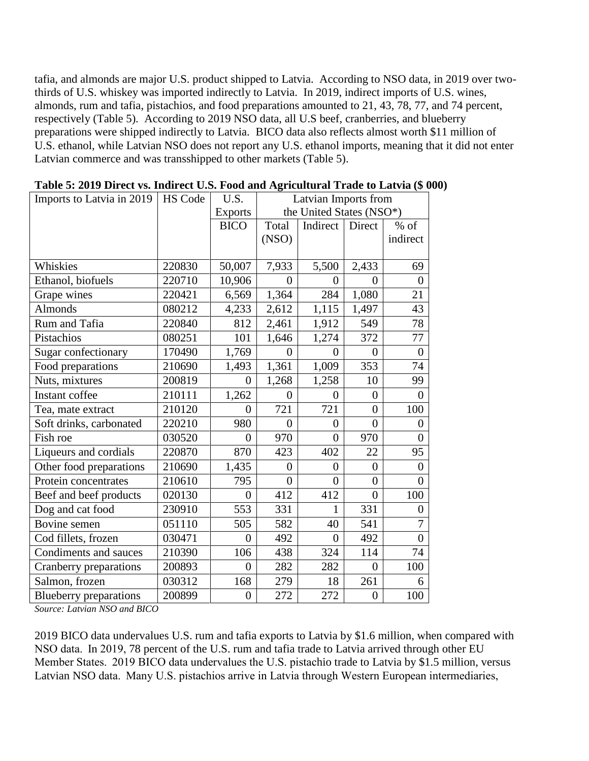tafia, and almonds are major U.S. product shipped to Latvia. According to NSO data, in 2019 over two-thirds of U.S. whiskey was imported indirectly to Latvia. In 2019, indirect imports of U.S. wines, almonds, rum and tafia, pistachios, and food preparations amounted to 21, 43, 78, 77, and 74 percent, respectively (Table 5). According to 2019 NSO data, all U.S beef, cranberries, and blueberry preparations were shipped indirectly to Latvia. BICO data also reflects almost worth $11 million of U.S. ethanol, while Latvian NSO does not report any U.S. ethanol imports, meaning that it did not enter Latvian commerce and was transshipped to other markets (Table 5).

**Table 5: 2019 Direct vs. Indirect U.S. Food and Agricultural Trade to Latvia ($ 000)**

| Imports to Latvia in 2019 | HS Code | U.S. Exports | Latvian Imports from the United States (NSO*) | | | |
|---|---|---|---|---|---|---|
| | | BICO | Total (NSO) | Indirect | Direct | % of indirect |
| Whiskies | 220830 | 50,007 | 7,933 | 5,500 | 2,433 | 69 |
| Ethanol, biofuels | 220710 | 10,906 | 0 | 0 | 0 | 0 |
| Grape wines | 220421 | 6,569 | 1,364 | 284 | 1,080 | 21 |
| Almonds | 080212 | 4,233 | 2,612 | 1,115 | 1,497 | 43 |
| Rum and Tafia | 220840 | 812 | 2,461 | 1,912 | 549 | 78 |
| Pistachios | 080251 | 101 | 1,646 | 1,274 | 372 | 77 |
| Sugar confectionary | 170490 | 1,769 | 0 | 0 | 0 | 0 |
| Food preparations | 210690 | 1,493 | 1,361 | 1,009 | 353 | 74 |
| Nuts, mixtures | 200819 | 0 | 1,268 | 1,258 | 10 | 99 |
| Instant coffee | 210111 | 1,262 | 0 | 0 | 0 | 0 |
| Tea, mate extract | 210120 | 0 | 721 | 721 | 0 | 100 |
| Soft drinks, carbonated | 220210 | 980 | 0 | 0 | 0 | 0 |
| Fish roe | 030520 | 0 | 970 | 0 | 970 | 0 |
| Liqueurs and cordials | 220870 | 870 | 423 | 402 | 22 | 95 |
| Other food preparations | 210690 | 1,435 | 0 | 0 | 0 | 0 |
| Protein concentrates | 210610 | 795 | 0 | 0 | 0 | 0 |
| Beef and beef products | 020130 | 0 | 412 | 412 | 0 | 100 |
| Dog and cat food | 230910 | 553 | 331 | 1 | 331 | 0 |
| Bovine semen | 051110 | 505 | 582 | 40 | 541 | 7 |
| Cod fillets, frozen | 030471 | 0 | 492 | 0 | 492 | 0 |
| Condiments and sauces | 210390 | 106 | 438 | 324 | 114 | 74 |
| Cranberry preparations | 200893 | 0 | 282 | 282 | 0 | 100 |
| Salmon, frozen | 030312 | 168 | 279 | 18 | 261 | 6 |
| Blueberry preparations | 200899 | 0 | 272 | 272 | 0 | 100 |

*Source: Latvian NSO and BICO*

2019 BICO data undervalues U.S. rum and tafia exports to Latvia by $1.6 million, when compared with NSO data. In 2019, 78 percent of the U.S. rum and tafia trade to Latvia arrived through other EU Member States. 2019 BICO data undervalues the U.S. pistachio trade to Latvia by $1.5 million, versus Latvian NSO data. Many U.S. pistachios arrive in Latvia through Western European intermediaries,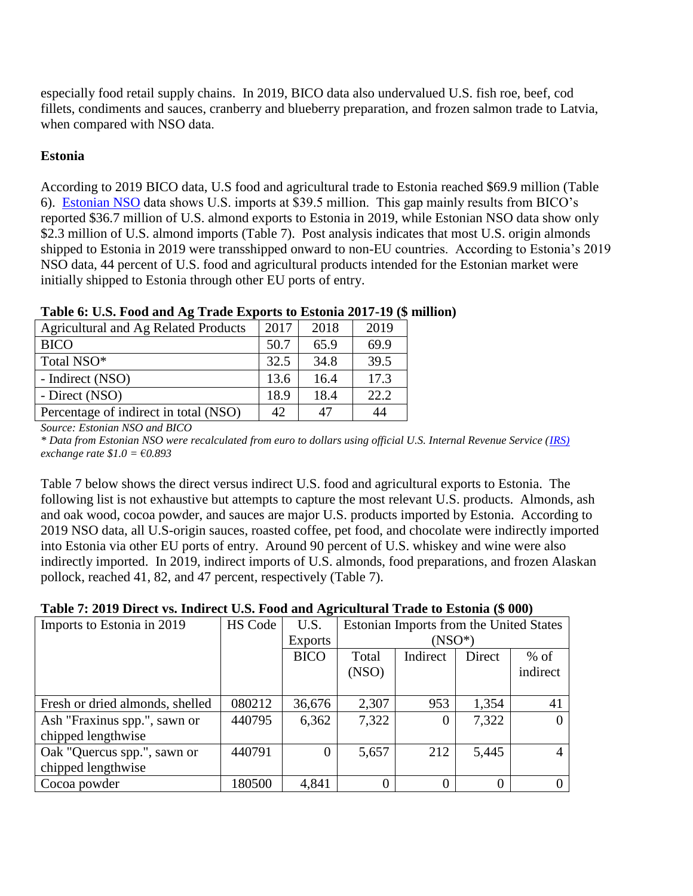especially food retail supply chains. In 2019, BICO data also undervalued U.S. fish roe, beef, cod fillets, condiments and sauces, cranberry and blueberry preparation, and frozen salmon trade to Latvia, when compared with NSO data.

**Estonia**

According to 2019 BICO data, U.S food and agricultural trade to Estonia reached $69.9 million (Table 6). Estonian NSO data shows U.S. imports at $39.5 million. This gap mainly results from BICO's reported $36.7 million of U.S. almond exports to Estonia in 2019, while Estonian NSO data show only $2.3 million of U.S. almond imports (Table 7). Post analysis indicates that most U.S. origin almonds shipped to Estonia in 2019 were transshipped onward to non-EU countries. According to Estonia's 2019 NSO data, 44 percent of U.S. food and agricultural products intended for the Estonian market were initially shipped to Estonia through other EU ports of entry.

**Table 6: U.S. Food and Ag Trade Exports to Estonia 2017-19 ($ million)**

| Agricultural and Ag Related Products | 2017 | 2018 | 2019 |
| --- | --- | --- | --- |
| BICO | 50.7 | 65.9 | 69.9 |
| Total NSO* | 32.5 | 34.8 | 39.5 |
| - Indirect (NSO) | 13.6 | 16.4 | 17.3 |
| - Direct (NSO) | 18.9 | 18.4 | 22.2 |
| Percentage of indirect in total (NSO) | 42 | 47 | 44 |

*Source: Estonian NSO and BICO*

*\* Data from Estonian NSO were recalculated from euro to dollars using official U.S. Internal Revenue Service (IRS) exchange rate $1.0 = €0.893*

Table 7 below shows the direct versus indirect U.S. food and agricultural exports to Estonia. The following list is not exhaustive but attempts to capture the most relevant U.S. products. Almonds, ash and oak wood, cocoa powder, and sauces are major U.S. products imported by Estonia. According to 2019 NSO data, all U.S-origin sauces, roasted coffee, pet food, and chocolate were indirectly imported into Estonia via other EU ports of entry. Around 90 percent of U.S. whiskey and wine were also indirectly imported. In 2019, indirect imports of U.S. almonds, food preparations, and frozen Alaskan pollock, reached 41, 82, and 47 percent, respectively (Table 7).

**Table 7: 2019 Direct vs. Indirect U.S. Food and Agricultural Trade to Estonia ($ 000)**

| Imports to Estonia in 2019 | HS Code | U.S. Exports | Estonian Imports from the United States (NSO*) | | | |
| --- | --- | --- | --- | --- | --- | --- |
| | | BICO | Total (NSO) | Indirect | Direct | % of indirect |
| Fresh or dried almonds, shelled | 080212 | 36,676 | 2,307 | 953 | 1,354 | 41 |
| Ash "Fraxinus spp.", sawn or chipped lengthwise | 440795 | 6,362 | 7,322 | 0 | 7,322 | 0 |
| Oak "Quercus spp.", sawn or chipped lengthwise | 440791 | 0 | 5,657 | 212 | 5,445 | 4 |
| Cocoa powder | 180500 | 4,841 | 0 | 0 | 0 | 0 |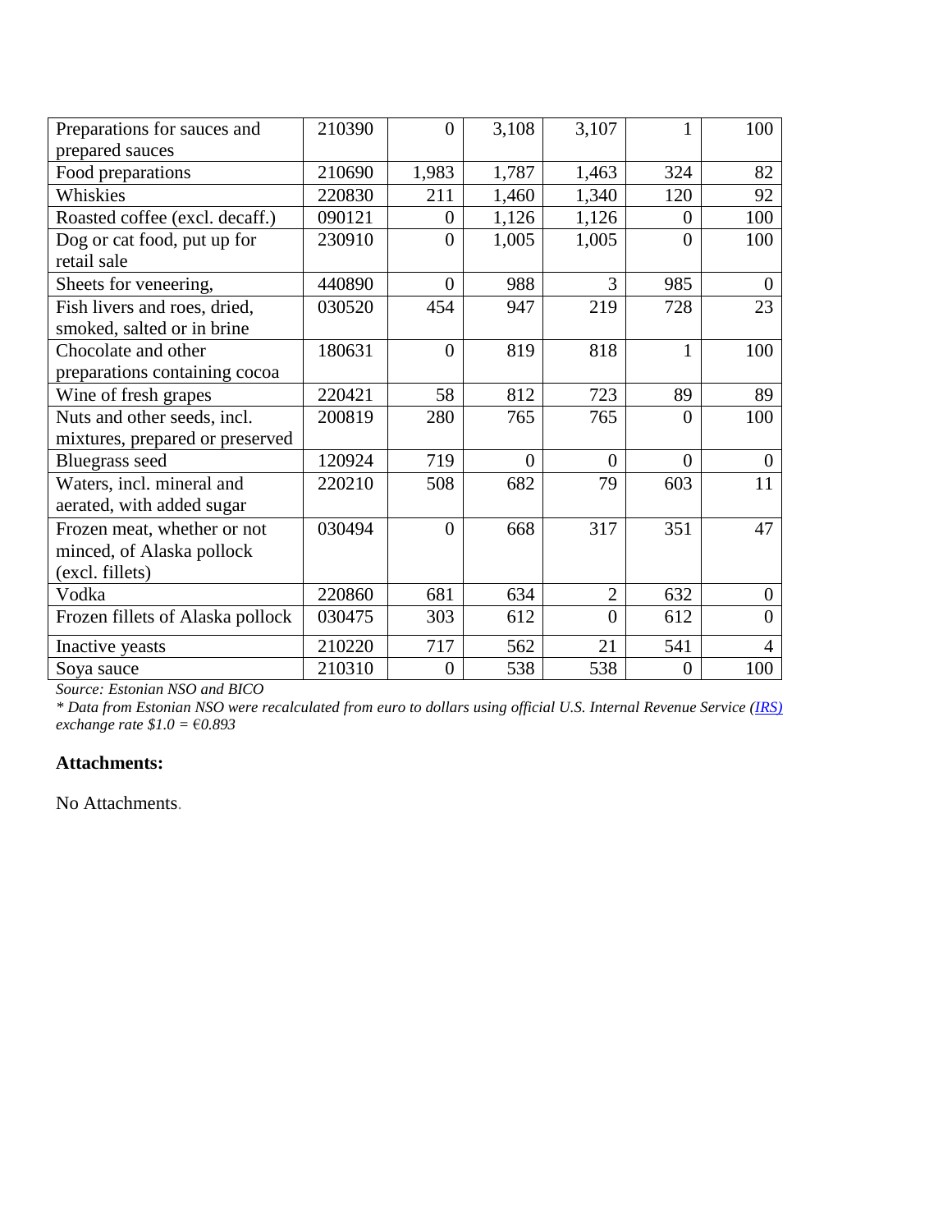| | | | | | | |
|---|---|---|---|---|---|---|
| Preparations for sauces and prepared sauces | 210390 | 0 | 3,108 | 3,107 | 1 | 100 |
| Food preparations | 210690 | 1,983 | 1,787 | 1,463 | 324 | 82 |
| Whiskies | 220830 | 211 | 1,460 | 1,340 | 120 | 92 |
| Roasted coffee (excl. decaff.) | 090121 | 0 | 1,126 | 1,126 | 0 | 100 |
| Dog or cat food, put up for retail sale | 230910 | 0 | 1,005 | 1,005 | 0 | 100 |
| Sheets for veneering, | 440890 | 0 | 988 | 3 | 985 | 0 |
| Fish livers and roes, dried, smoked, salted or in brine | 030520 | 454 | 947 | 219 | 728 | 23 |
| Chocolate and other preparations containing cocoa | 180631 | 0 | 819 | 818 | 1 | 100 |
| Wine of fresh grapes | 220421 | 58 | 812 | 723 | 89 | 89 |
| Nuts and other seeds, incl. mixtures, prepared or preserved | 200819 | 280 | 765 | 765 | 0 | 100 |
| Bluegrass seed | 120924 | 719 | 0 | 0 | 0 | 0 |
| Waters, incl. mineral and aerated, with added sugar | 220210 | 508 | 682 | 79 | 603 | 11 |
| Frozen meat, whether or not minced, of Alaska pollock (excl. fillets) | 030494 | 0 | 668 | 317 | 351 | 47 |
| Vodka | 220860 | 681 | 634 | 2 | 632 | 0 |
| Frozen fillets of Alaska pollock | 030475 | 303 | 612 | 0 | 612 | 0 |
| Inactive yeasts | 210220 | 717 | 562 | 21 | 541 | 4 |
| Soya sauce | 210310 | 0 | 538 | 538 | 0 | 100 |

*Source: Estonian NSO and BICO*

*\* Data from Estonian NSO were recalculated from euro to dollars using official U.S. Internal Revenue Service (IRS) exchange rate $1.0 = €0.893*

**Attachments:**

No Attachments.